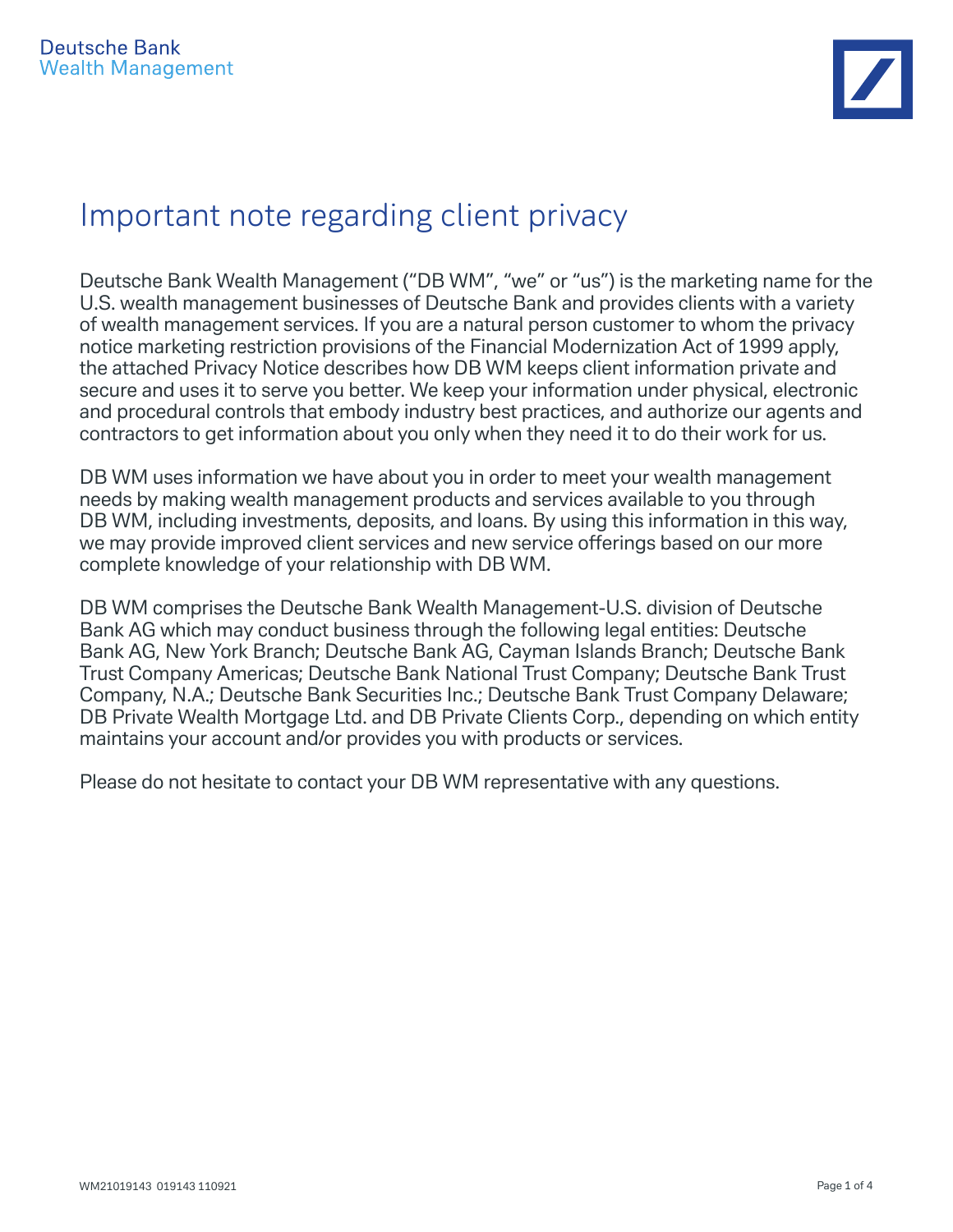Deutsche Bank
Wealth Management

# Important note regarding client privacy

Deutsche Bank Wealth Management ("DB WM", "we" or "us") is the marketing name for the U.S. wealth management businesses of Deutsche Bank and provides clients with a variety of wealth management services. If you are a natural person customer to whom the privacy notice marketing restriction provisions of the Financial Modernization Act of 1999 apply, the attached Privacy Notice describes how DB WM keeps client information private and secure and uses it to serve you better. We keep your information under physical, electronic and procedural controls that embody industry best practices, and authorize our agents and contractors to get information about you only when they need it to do their work for us.

DB WM uses information we have about you in order to meet your wealth management needs by making wealth management products and services available to you through DB WM, including investments, deposits, and loans. By using this information in this way, we may provide improved client services and new service offerings based on our more complete knowledge of your relationship with DB WM.

DB WM comprises the Deutsche Bank Wealth Management-U.S. division of Deutsche Bank AG which may conduct business through the following legal entities: Deutsche Bank AG, New York Branch; Deutsche Bank AG, Cayman Islands Branch; Deutsche Bank Trust Company Americas; Deutsche Bank National Trust Company; Deutsche Bank Trust Company, N.A.; Deutsche Bank Securities Inc.; Deutsche Bank Trust Company Delaware; DB Private Wealth Mortgage Ltd. and DB Private Clients Corp., depending on which entity maintains your account and/or provides you with products or services.

Please do not hesitate to contact your DB WM representative with any questions.

WM21019143 019143 110921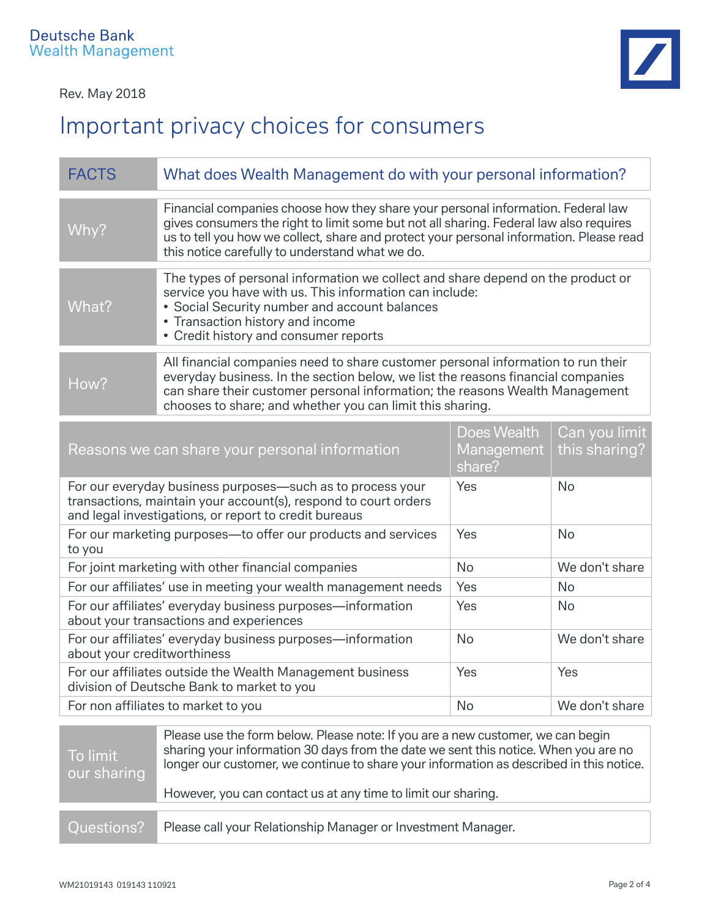Deutsche Bank
Wealth Management

Rev. May 2018

# Important privacy choices for consumers

| FACTS | What does Wealth Management do with your personal information? |
|---|---|
| Why? | Financial companies choose how they share your personal information. Federal law gives consumers the right to limit some but not all sharing. Federal law also requires us to tell you how we collect, share and protect your personal information. Please read this notice carefully to understand what we do. |
| What? | The types of personal information we collect and share depend on the product or service you have with us. This information can include:<br>• Social Security number and account balances<br>• Transaction history and income<br>• Credit history and consumer reports |
| How? | All financial companies need to share customer personal information to run their everyday business. In the section below, we list the reasons financial companies can share their customer personal information; the reasons Wealth Management chooses to share; and whether you can limit this sharing. |

| Reasons we can share your personal information | Does Wealth Management share? | Can you limit this sharing? |
|---|---|---|
| For our everyday business purposes—such as to process your transactions, maintain your account(s), respond to court orders and legal investigations, or report to credit bureaus | Yes | No |
| For our marketing purposes—to offer our products and services to you | Yes | No |
| For joint marketing with other financial companies | No | We don't share |
| For our affiliates' use in meeting your wealth management needs | Yes | No |
| For our affiliates' everyday business purposes—information about your transactions and experiences | Yes | No |
| For our affiliates' everyday business purposes—information about your creditworthiness | No | We don't share |
| For our affiliates outside the Wealth Management business division of Deutsche Bank to market to you | Yes | Yes |
| For non affiliates to market to you | No | We don't share |

| To limit our sharing | Please use the form below. Please note: If you are a new customer, we can begin sharing your information 30 days from the date we sent this notice. When you are no longer our customer, we continue to share your information as described in this notice.<br><br>However, you can contact us at any time to limit our sharing. |
|---|---|
| Questions? | Please call your Relationship Manager or Investment Manager. |

WM21019143 019143 110921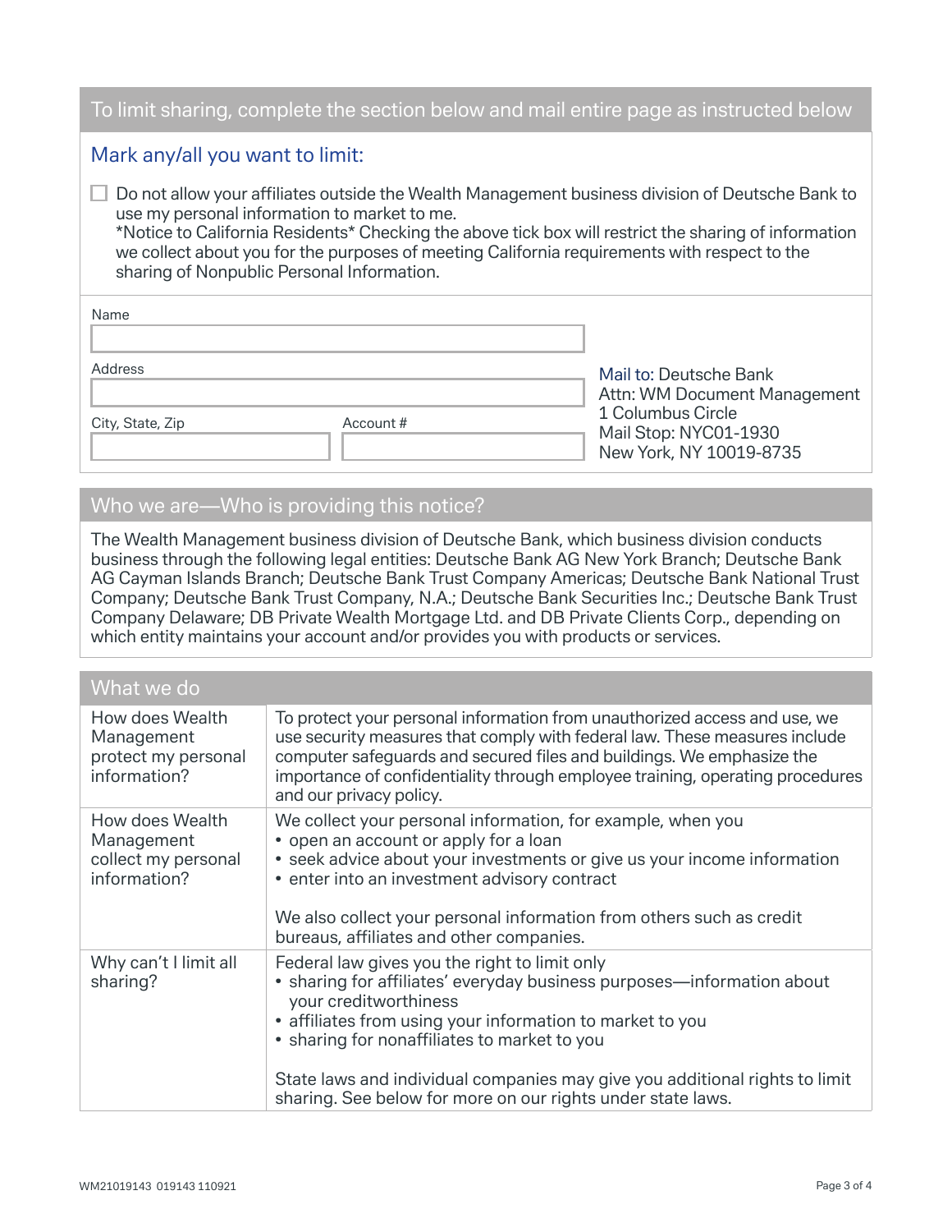## To limit sharing, complete the section below and mail entire page as instructed below

### Mark any/all you want to limit:

☐ Do not allow your affiliates outside the Wealth Management business division of Deutsche Bank to use my personal information to market to me.
*Notice to California Residents* Checking the above tick box will restrict the sharing of information we collect about you for the purposes of meeting California requirements with respect to the sharing of Nonpublic Personal Information.

Name

Address

City, State, Zip

Account #

**Mail to:** Deutsche Bank
Attn: WM Document Management
1 Columbus Circle
Mail Stop: NYC01-1930
New York, NY 10019-8735

## Who we are—Who is providing this notice?

The Wealth Management business division of Deutsche Bank, which business division conducts business through the following legal entities: Deutsche Bank AG New York Branch; Deutsche Bank AG Cayman Islands Branch; Deutsche Bank Trust Company Americas; Deutsche Bank National Trust Company; Deutsche Bank Trust Company, N.A.; Deutsche Bank Securities Inc.; Deutsche Bank Trust Company Delaware; DB Private Wealth Mortgage Ltd. and DB Private Clients Corp., depending on which entity maintains your account and/or provides you with products or services.

## What we do

| | |
|---|---|
| How does Wealth Management protect my personal information? | To protect your personal information from unauthorized access and use, we use security measures that comply with federal law. These measures include computer safeguards and secured files and buildings. We emphasize the importance of confidentiality through employee training, operating procedures and our privacy policy. |
| How does Wealth Management collect my personal information? | We collect your personal information, for example, when you<br>• open an account or apply for a loan<br>• seek advice about your investments or give us your income information<br>• enter into an investment advisory contract<br><br>We also collect your personal information from others such as credit bureaus, affiliates and other companies. |
| Why can't I limit all sharing? | Federal law gives you the right to limit only<br>• sharing for affiliates' everyday business purposes—information about your creditworthiness<br>• affiliates from using your information to market to you<br>• sharing for nonaffiliates to market to you<br><br>State laws and individual companies may give you additional rights to limit sharing. See below for more on our rights under state laws. |

WM21019143 019143 110921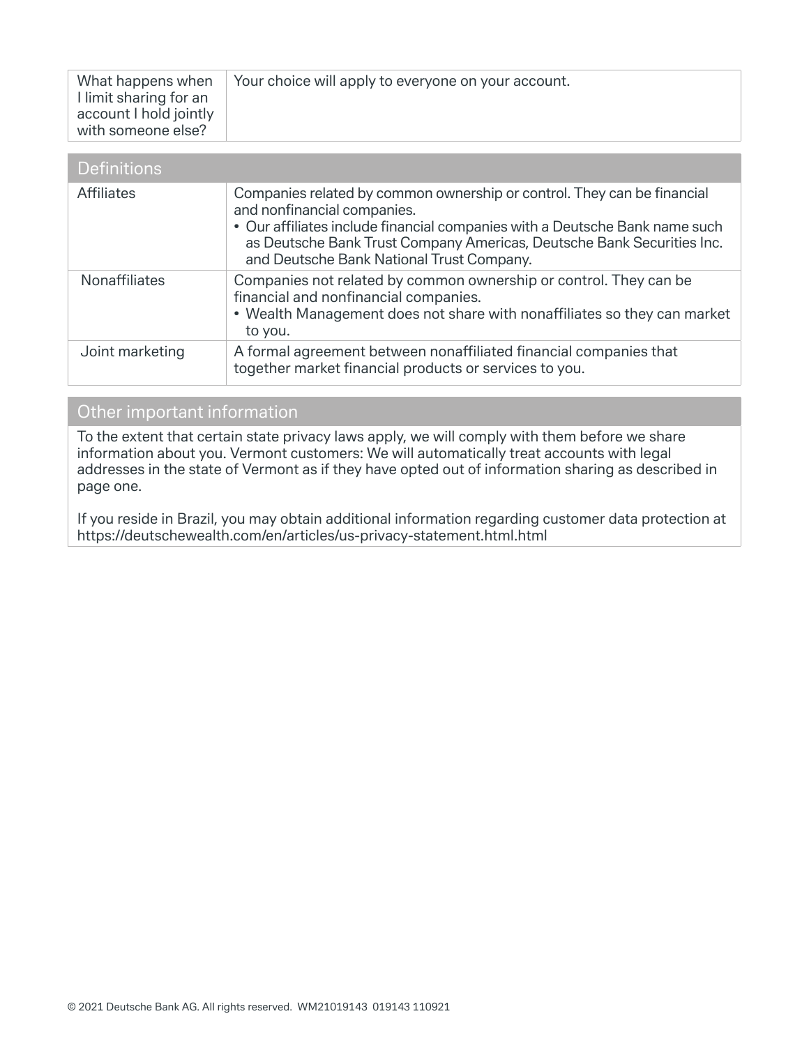| | |
|---|---|
| What happens when I limit sharing for an account I hold jointly with someone else? | Your choice will apply to everyone on your account. |

| Definitions | |
|---|---|
| Affiliates | Companies related by common ownership or control. They can be financial and nonfinancial companies.<br>• Our affiliates include financial companies with a Deutsche Bank name such as Deutsche Bank Trust Company Americas, Deutsche Bank Securities Inc. and Deutsche Bank National Trust Company. |
| Nonaffiliates | Companies not related by common ownership or control. They can be financial and nonfinancial companies.<br>• Wealth Management does not share with nonaffiliates so they can market to you. |
| Joint marketing | A formal agreement between nonaffiliated financial companies that together market financial products or services to you. |

## Other important information

To the extent that certain state privacy laws apply, we will comply with them before we share information about you. Vermont customers: We will automatically treat accounts with legal addresses in the state of Vermont as if they have opted out of information sharing as described in page one.

If you reside in Brazil, you may obtain additional information regarding customer data protection at https://deutschewealth.com/en/articles/us-privacy-statement.html.html

© 2021 Deutsche Bank AG. All rights reserved. WM21019143 019143 110921